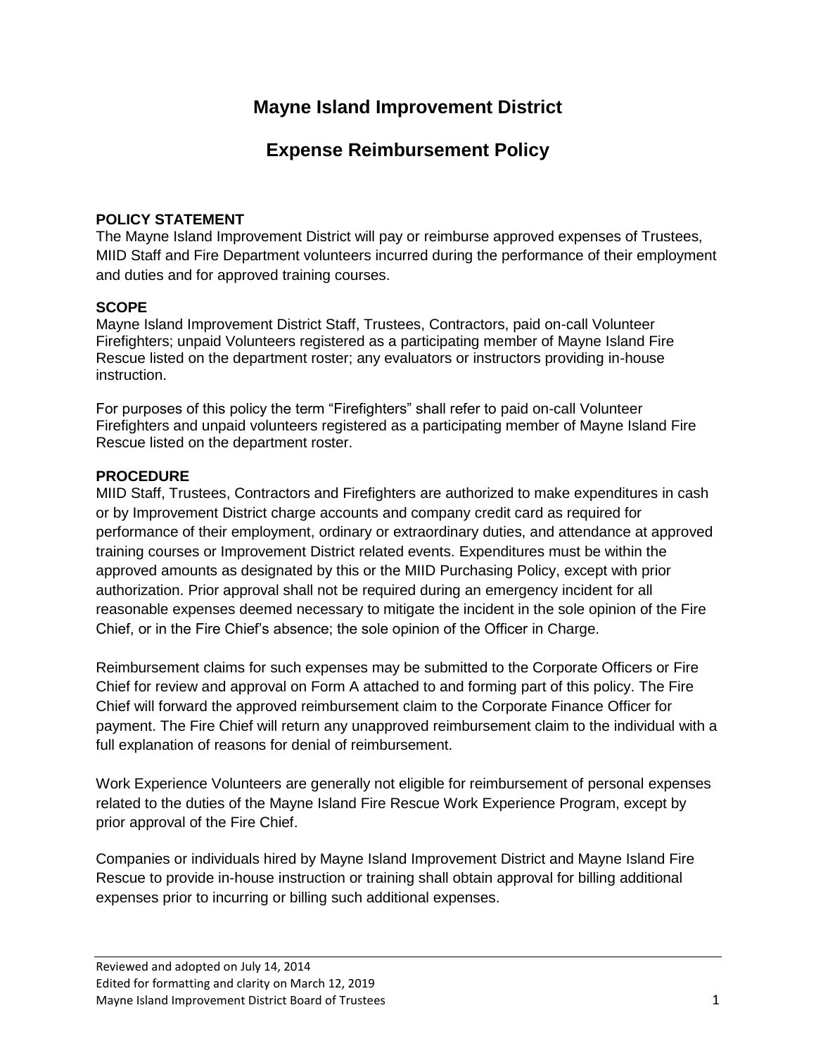# Mayne Island Improvement District

## Expense Reimbursement Policy

**POLICY STATEMENT**

The Mayne Island Improvement District will pay or reimburse approved expenses of Trustees, MIID Staff and Fire Department volunteers incurred during the performance of their employment and duties and for approved training courses.

**SCOPE**

Mayne Island Improvement District Staff, Trustees, Contractors, paid on-call Volunteer Firefighters; unpaid Volunteers registered as a participating member of Mayne Island Fire Rescue listed on the department roster; any evaluators or instructors providing in-house instruction.

For purposes of this policy the term "Firefighters" shall refer to paid on-call Volunteer Firefighters and unpaid volunteers registered as a participating member of Mayne Island Fire Rescue listed on the department roster.

**PROCEDURE**

MIID Staff, Trustees, Contractors and Firefighters are authorized to make expenditures in cash or by Improvement District charge accounts and company credit card as required for performance of their employment, ordinary or extraordinary duties, and attendance at approved training courses or Improvement District related events. Expenditures must be within the approved amounts as designated by this or the MIID Purchasing Policy, except with prior authorization. Prior approval shall not be required during an emergency incident for all reasonable expenses deemed necessary to mitigate the incident in the sole opinion of the Fire Chief, or in the Fire Chief's absence; the sole opinion of the Officer in Charge.

Reimbursement claims for such expenses may be submitted to the Corporate Officers or Fire Chief for review and approval on Form A attached to and forming part of this policy. The Fire Chief will forward the approved reimbursement claim to the Corporate Finance Officer for payment. The Fire Chief will return any unapproved reimbursement claim to the individual with a full explanation of reasons for denial of reimbursement.

Work Experience Volunteers are generally not eligible for reimbursement of personal expenses related to the duties of the Mayne Island Fire Rescue Work Experience Program, except by prior approval of the Fire Chief.

Companies or individuals hired by Mayne Island Improvement District and Mayne Island Fire Rescue to provide in-house instruction or training shall obtain approval for billing additional expenses prior to incurring or billing such additional expenses.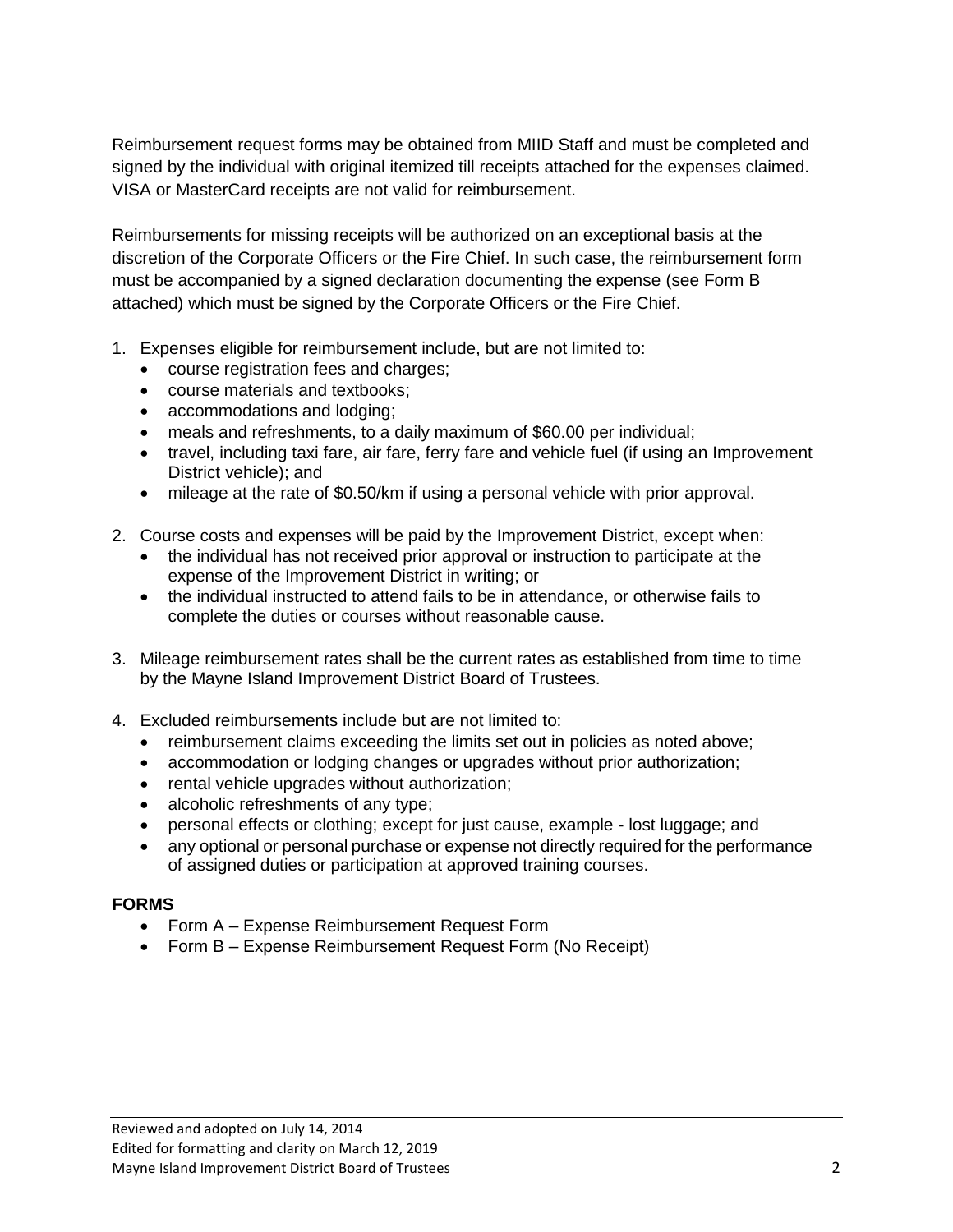Reimbursement request forms may be obtained from MIID Staff and must be completed and signed by the individual with original itemized till receipts attached for the expenses claimed. VISA or MasterCard receipts are not valid for reimbursement.

Reimbursements for missing receipts will be authorized on an exceptional basis at the discretion of the Corporate Officers or the Fire Chief. In such case, the reimbursement form must be accompanied by a signed declaration documenting the expense (see Form B attached) which must be signed by the Corporate Officers or the Fire Chief.

1. Expenses eligible for reimbursement include, but are not limited to:
   - course registration fees and charges;
   - course materials and textbooks;
   - accommodations and lodging;
   - meals and refreshments, to a daily maximum of $60.00 per individual;
   - travel, including taxi fare, air fare, ferry fare and vehicle fuel (if using an Improvement District vehicle); and
   - mileage at the rate of $0.50/km if using a personal vehicle with prior approval.

2. Course costs and expenses will be paid by the Improvement District, except when:
   - the individual has not received prior approval or instruction to participate at the expense of the Improvement District in writing; or
   - the individual instructed to attend fails to be in attendance, or otherwise fails to complete the duties or courses without reasonable cause.

3. Mileage reimbursement rates shall be the current rates as established from time to time by the Mayne Island Improvement District Board of Trustees.

4. Excluded reimbursements include but are not limited to:
   - reimbursement claims exceeding the limits set out in policies as noted above;
   - accommodation or lodging changes or upgrades without prior authorization;
   - rental vehicle upgrades without authorization;
   - alcoholic refreshments of any type;
   - personal effects or clothing; except for just cause, example - lost luggage; and
   - any optional or personal purchase or expense not directly required for the performance of assigned duties or participation at approved training courses.

**FORMS**

- Form A – Expense Reimbursement Request Form
- Form B – Expense Reimbursement Request Form (No Receipt)

Reviewed and adopted on July 14, 2014
Edited for formatting and clarity on March 12, 2019
Mayne Island Improvement District Board of Trustees